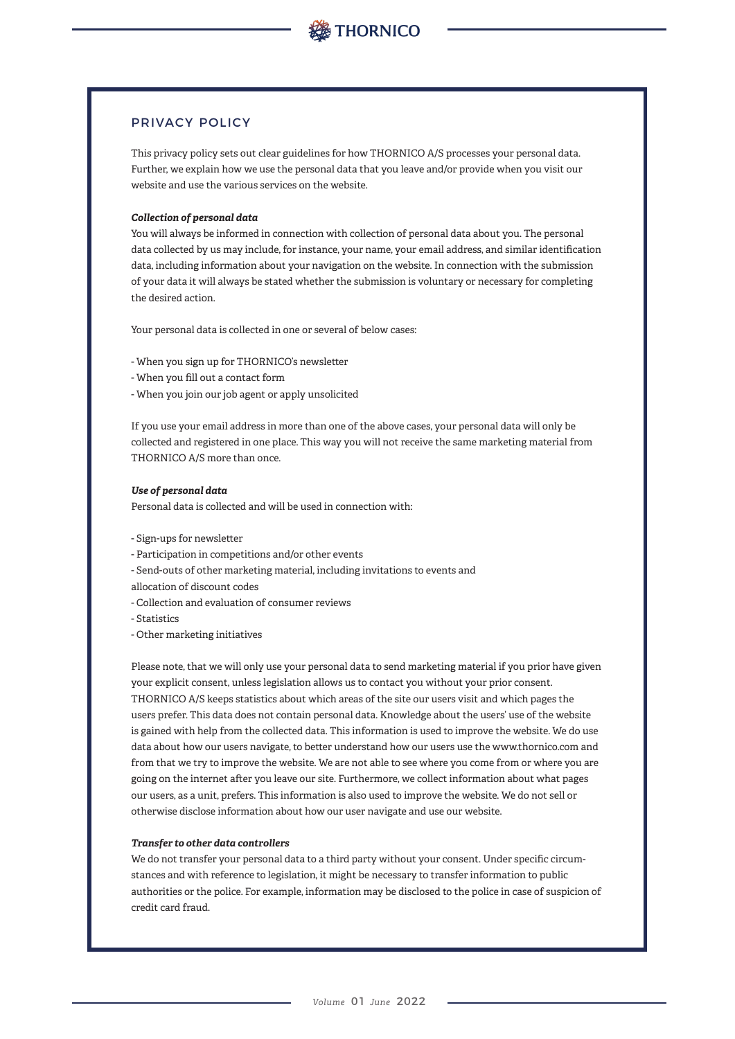## PRIVACY POLICY

This privacy policy sets out clear guidelines for how THORNICO A/S processes your personal data. Further, we explain how we use the personal data that you leave and/or provide when you visit our website and use the various services on the website.

***Collection of personal data***

You will always be informed in connection with collection of personal data about you. The personal data collected by us may include, for instance, your name, your email address, and similar identification data, including information about your navigation on the website. In connection with the submission of your data it will always be stated whether the submission is voluntary or necessary for completing the desired action.

Your personal data is collected in one or several of below cases:

- When you sign up for THORNICO's newsletter
- When you fill out a contact form
- When you join our job agent or apply unsolicited

If you use your email address in more than one of the above cases, your personal data will only be collected and registered in one place. This way you will not receive the same marketing material from THORNICO A/S more than once.

***Use of personal data***

Personal data is collected and will be used in connection with:

- Sign-ups for newsletter
- Participation in competitions and/or other events
- Send-outs of other marketing material, including invitations to events and allocation of discount codes
- Collection and evaluation of consumer reviews
- Statistics
- Other marketing initiatives

Please note, that we will only use your personal data to send marketing material if you prior have given your explicit consent, unless legislation allows us to contact you without your prior consent. THORNICO A/S keeps statistics about which areas of the site our users visit and which pages the users prefer. This data does not contain personal data. Knowledge about the users' use of the website is gained with help from the collected data. This information is used to improve the website. We do use data about how our users navigate, to better understand how our users use the www.thornico.com and from that we try to improve the website. We are not able to see where you come from or where you are going on the internet after you leave our site. Furthermore, we collect information about what pages our users, as a unit, prefers. This information is also used to improve the website. We do not sell or otherwise disclose information about how our user navigate and use our website.

***Transfer to other data controllers***

We do not transfer your personal data to a third party without your consent. Under specific circumstances and with reference to legislation, it might be necessary to transfer information to public authorities or the police. For example, information may be disclosed to the police in case of suspicion of credit card fraud.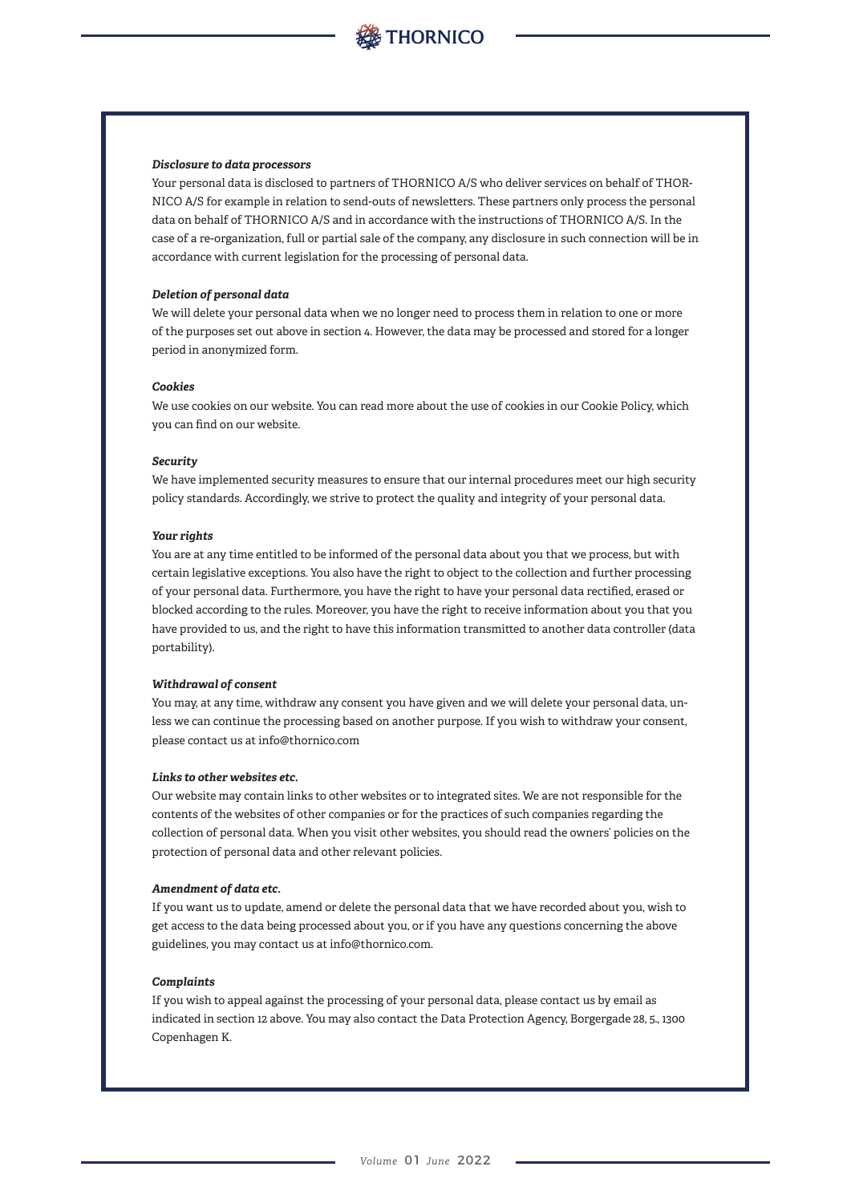***Disclosure to data processors***

Your personal data is disclosed to partners of THORNICO A/S who deliver services on behalf of THORNICO A/S for example in relation to send-outs of newsletters. These partners only process the personal data on behalf of THORNICO A/S and in accordance with the instructions of THORNICO A/S. In the case of a re-organization, full or partial sale of the company, any disclosure in such connection will be in accordance with current legislation for the processing of personal data.

***Deletion of personal data***

We will delete your personal data when we no longer need to process them in relation to one or more of the purposes set out above in section 4. However, the data may be processed and stored for a longer period in anonymized form.

***Cookies***

We use cookies on our website. You can read more about the use of cookies in our Cookie Policy, which you can find on our website.

***Security***

We have implemented security measures to ensure that our internal procedures meet our high security policy standards. Accordingly, we strive to protect the quality and integrity of your personal data.

***Your rights***

You are at any time entitled to be informed of the personal data about you that we process, but with certain legislative exceptions. You also have the right to object to the collection and further processing of your personal data. Furthermore, you have the right to have your personal data rectified, erased or blocked according to the rules. Moreover, you have the right to receive information about you that you have provided to us, and the right to have this information transmitted to another data controller (data portability).

***Withdrawal of consent***

You may, at any time, withdraw any consent you have given and we will delete your personal data, unless we can continue the processing based on another purpose. If you wish to withdraw your consent, please contact us at info@thornico.com

***Links to other websites etc.***

Our website may contain links to other websites or to integrated sites. We are not responsible for the contents of the websites of other companies or for the practices of such companies regarding the collection of personal data. When you visit other websites, you should read the owners' policies on the protection of personal data and other relevant policies.

***Amendment of data etc.***

If you want us to update, amend or delete the personal data that we have recorded about you, wish to get access to the data being processed about you, or if you have any questions concerning the above guidelines, you may contact us at info@thornico.com.

***Complaints***

If you wish to appeal against the processing of your personal data, please contact us by email as indicated in section 12 above. You may also contact the Data Protection Agency, Borgergade 28, 5., 1300 Copenhagen K.